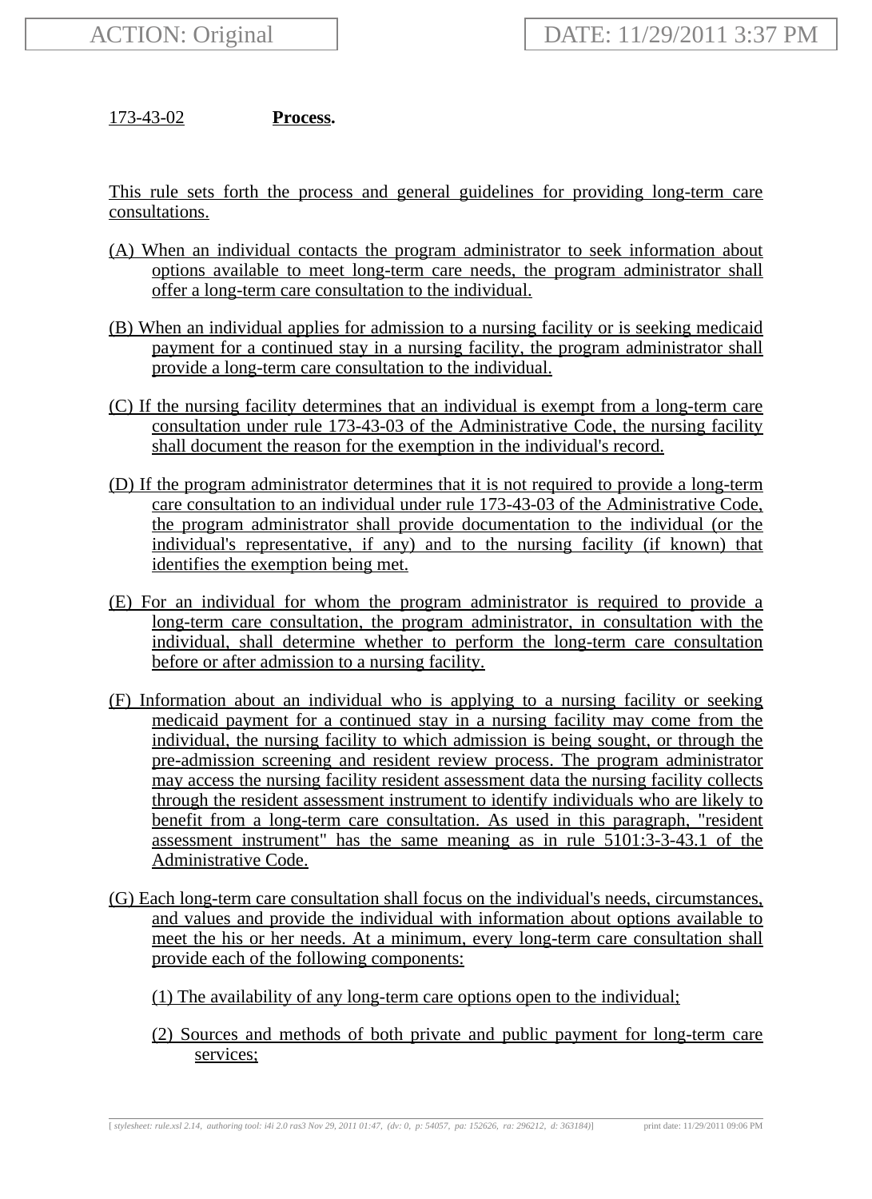173-43-02 **Process.**

This rule sets forth the process and general guidelines for providing long-term care consultations.

(A) When an individual contacts the program administrator to seek information about options available to meet long-term care needs, the program administrator shall offer a long-term care consultation to the individual.

(B) When an individual applies for admission to a nursing facility or is seeking medicaid payment for a continued stay in a nursing facility, the program administrator shall provide a long-term care consultation to the individual.

(C) If the nursing facility determines that an individual is exempt from a long-term care consultation under rule 173-43-03 of the Administrative Code, the nursing facility shall document the reason for the exemption in the individual's record.

(D) If the program administrator determines that it is not required to provide a long-term care consultation to an individual under rule 173-43-03 of the Administrative Code, the program administrator shall provide documentation to the individual (or the individual's representative, if any) and to the nursing facility (if known) that identifies the exemption being met.

(E) For an individual for whom the program administrator is required to provide a long-term care consultation, the program administrator, in consultation with the individual, shall determine whether to perform the long-term care consultation before or after admission to a nursing facility.

(F) Information about an individual who is applying to a nursing facility or seeking medicaid payment for a continued stay in a nursing facility may come from the individual, the nursing facility to which admission is being sought, or through the pre-admission screening and resident review process. The program administrator may access the nursing facility resident assessment data the nursing facility collects through the resident assessment instrument to identify individuals who are likely to benefit from a long-term care consultation. As used in this paragraph, "resident assessment instrument" has the same meaning as in rule 5101:3-3-43.1 of the Administrative Code.

(G) Each long-term care consultation shall focus on the individual's needs, circumstances, and values and provide the individual with information about options available to meet the his or her needs. At a minimum, every long-term care consultation shall provide each of the following components:

(1) The availability of any long-term care options open to the individual;

(2) Sources and methods of both private and public payment for long-term care services;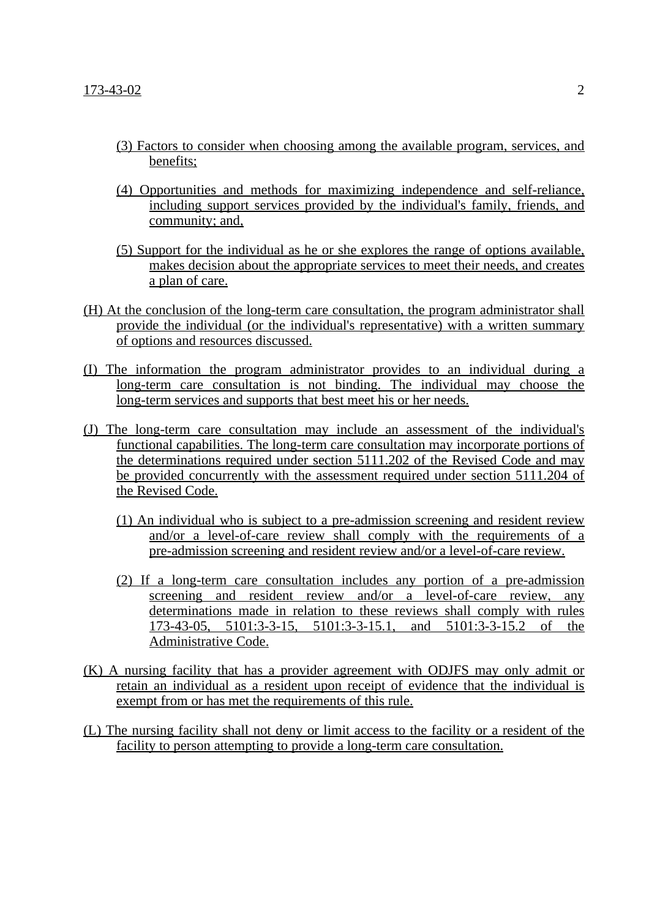(3) Factors to consider when choosing among the available program, services, and benefits;

(4) Opportunities and methods for maximizing independence and self-reliance, including support services provided by the individual's family, friends, and community; and,

(5) Support for the individual as he or she explores the range of options available, makes decision about the appropriate services to meet their needs, and creates a plan of care.

(H) At the conclusion of the long-term care consultation, the program administrator shall provide the individual (or the individual's representative) with a written summary of options and resources discussed.

(I) The information the program administrator provides to an individual during a long-term care consultation is not binding. The individual may choose the long-term services and supports that best meet his or her needs.

(J) The long-term care consultation may include an assessment of the individual's functional capabilities. The long-term care consultation may incorporate portions of the determinations required under section 5111.202 of the Revised Code and may be provided concurrently with the assessment required under section 5111.204 of the Revised Code.

(1) An individual who is subject to a pre-admission screening and resident review and/or a level-of-care review shall comply with the requirements of a pre-admission screening and resident review and/or a level-of-care review.

(2) If a long-term care consultation includes any portion of a pre-admission screening and resident review and/or a level-of-care review, any determinations made in relation to these reviews shall comply with rules 173-43-05, 5101:3-3-15, 5101:3-3-15.1, and 5101:3-3-15.2 of the Administrative Code.

(K) A nursing facility that has a provider agreement with ODJFS may only admit or retain an individual as a resident upon receipt of evidence that the individual is exempt from or has met the requirements of this rule.

(L) The nursing facility shall not deny or limit access to the facility or a resident of the facility to person attempting to provide a long-term care consultation.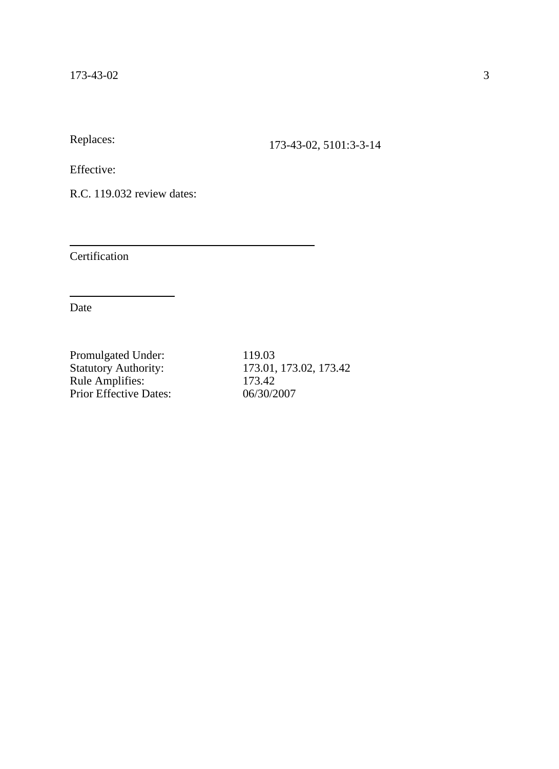Replaces: 173-43-02, 5101:3-3-14

Effective:

R.C. 119.032 review dates:

\_\_\_\_\_\_\_\_\_\_\_\_\_\_\_\_\_\_\_\_\_\_\_\_\_\_\_\_\_\_\_\_\_\_\_\_\_\_\_\_

Certification

\_\_\_\_\_\_\_\_\_\_\_\_\_\_\_\_\_

Date

| | |
|---|---|
| Promulgated Under: | 119.03 |
| Statutory Authority: | 173.01, 173.02, 173.42 |
| Rule Amplifies: | 173.42 |
| Prior Effective Dates: | 06/30/2007 |